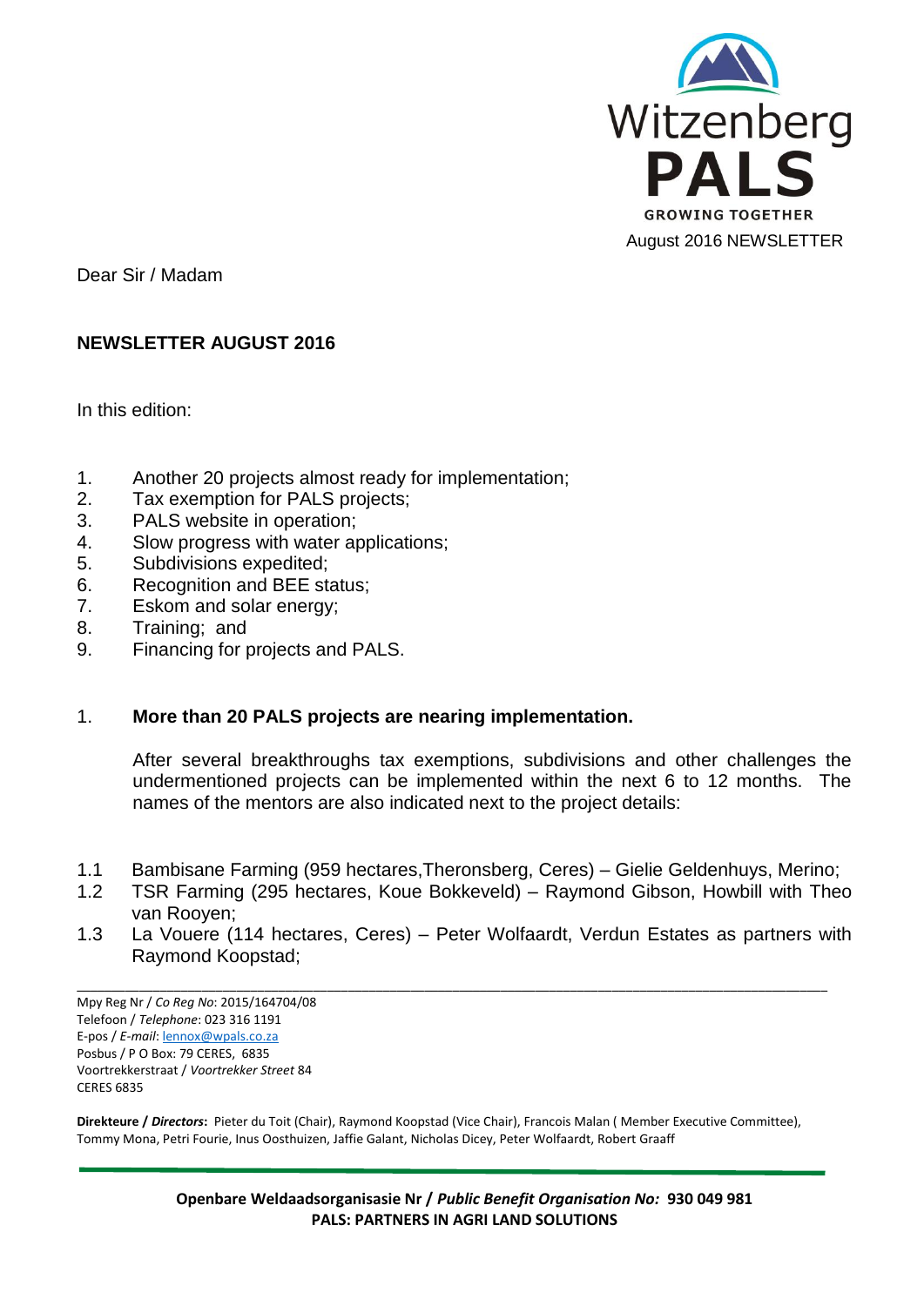Witzenberg **PALS**

GROWING TOGETHER

August 2016 NEWSLETTER

Dear Sir / Madam

**NEWSLETTER AUGUST 2016**

In this edition:

1. Another 20 projects almost ready for implementation;
2. Tax exemption for PALS projects;
3. PALS website in operation;
4. Slow progress with water applications;
5. Subdivisions expedited;
6. Recognition and BEE status;
7. Eskom and solar energy;
8. Training; and
9. Financing for projects and PALS.

## 1. More than 20 PALS projects are nearing implementation.

After several breakthroughs tax exemptions, subdivisions and other challenges the undermentioned projects can be implemented within the next 6 to 12 months. The names of the mentors are also indicated next to the project details:

1.1 Bambisane Farming (959 hectares,Theronsberg, Ceres) – Gielie Geldenhuys, Merino;

1.2 TSR Farming (295 hectares, Koue Bokkeveld) – Raymond Gibson, Howbill with Theo van Rooyen;

1.3 La Vouere (114 hectares, Ceres) – Peter Wolfaardt, Verdun Estates as partners with Raymond Koopstad;

---

Mpy Reg Nr / *Co Reg No*: 2015/164704/08
Telefoon / *Telephone*: 023 316 1191
E-pos / *E-mail*: lennox@wpals.co.za
Posbus / P O Box: 79 CERES, 6835
Voortrekkerstraat / *Voortrekker Street* 84
CERES 6835

**Direkteure / *Directors*:** Pieter du Toit (Chair), Raymond Koopstad (Vice Chair), Francois Malan ( Member Executive Committee), Tommy Mona, Petri Fourie, Inus Oosthuizen, Jaffie Galant, Nicholas Dicey, Peter Wolfaardt, Robert Graaff

**Openbare Weldaadsorganisasie Nr / *Public Benefit Organisation No:* 930 049 981**
**PALS: PARTNERS IN AGRI LAND SOLUTIONS**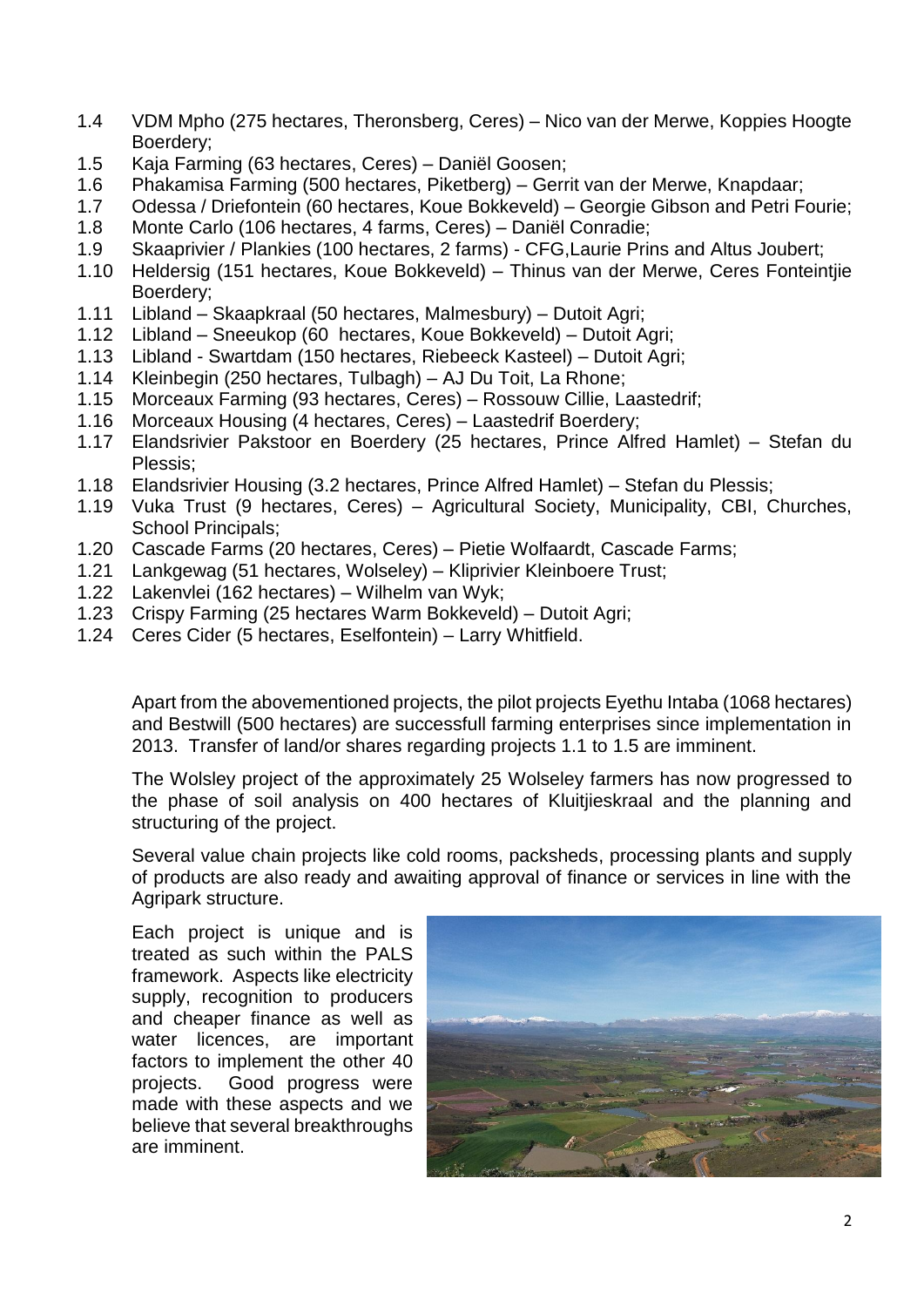1.4 VDM Mpho (275 hectares, Theronsberg, Ceres) – Nico van der Merwe, Koppies Hoogte Boerdery;
1.5 Kaja Farming (63 hectares, Ceres) – Daniël Goosen;
1.6 Phakamisa Farming (500 hectares, Piketberg) – Gerrit van der Merwe, Knapdaar;
1.7 Odessa / Driefontein (60 hectares, Koue Bokkeveld) – Georgie Gibson and Petri Fourie;
1.8 Monte Carlo (106 hectares, 4 farms, Ceres) – Daniël Conradie;
1.9 Skaaprivier / Plankies (100 hectares, 2 farms) - CFG,Laurie Prins and Altus Joubert;
1.10 Heldersig (151 hectares, Koue Bokkeveld) – Thinus van der Merwe, Ceres Fonteintjie Boerdery;
1.11 Libland – Skaapkraal (50 hectares, Malmesbury) – Dutoit Agri;
1.12 Libland – Sneeukop (60 hectares, Koue Bokkeveld) – Dutoit Agri;
1.13 Libland - Swartdam (150 hectares, Riebeeck Kasteel) – Dutoit Agri;
1.14 Kleinbegin (250 hectares, Tulbagh) – AJ Du Toit, La Rhone;
1.15 Morceaux Farming (93 hectares, Ceres) – Rossouw Cillie, Laastedrif;
1.16 Morceaux Housing (4 hectares, Ceres) – Laastedrif Boerdery;
1.17 Elandsrivier Pakstoor en Boerdery (25 hectares, Prince Alfred Hamlet) – Stefan du Plessis;
1.18 Elandsrivier Housing (3.2 hectares, Prince Alfred Hamlet) – Stefan du Plessis;
1.19 Vuka Trust (9 hectares, Ceres) – Agricultural Society, Municipality, CBI, Churches, School Principals;
1.20 Cascade Farms (20 hectares, Ceres) – Pietie Wolfaardt, Cascade Farms;
1.21 Lankgewag (51 hectares, Wolseley) – Kliprivier Kleinboere Trust;
1.22 Lakenvlei (162 hectares) – Wilhelm van Wyk;
1.23 Crispy Farming (25 hectares Warm Bokkeveld) – Dutoit Agri;
1.24 Ceres Cider (5 hectares, Eselfontein) – Larry Whitfield.

Apart from the abovementioned projects, the pilot projects Eyethu Intaba (1068 hectares) and Bestwill (500 hectares) are successfull farming enterprises since implementation in 2013. Transfer of land/or shares regarding projects 1.1 to 1.5 are imminent.

The Wolsley project of the approximately 25 Wolseley farmers has now progressed to the phase of soil analysis on 400 hectares of Kluitjieskraal and the planning and structuring of the project.

Several value chain projects like cold rooms, packsheds, processing plants and supply of products are also ready and awaiting approval of finance or services in line with the Agripark structure.

Each project is unique and is treated as such within the PALS framework. Aspects like electricity supply, recognition to producers and cheaper finance as well as water licences, are important factors to implement the other 40 projects. Good progress were made with these aspects and we believe that several breakthroughs are imminent.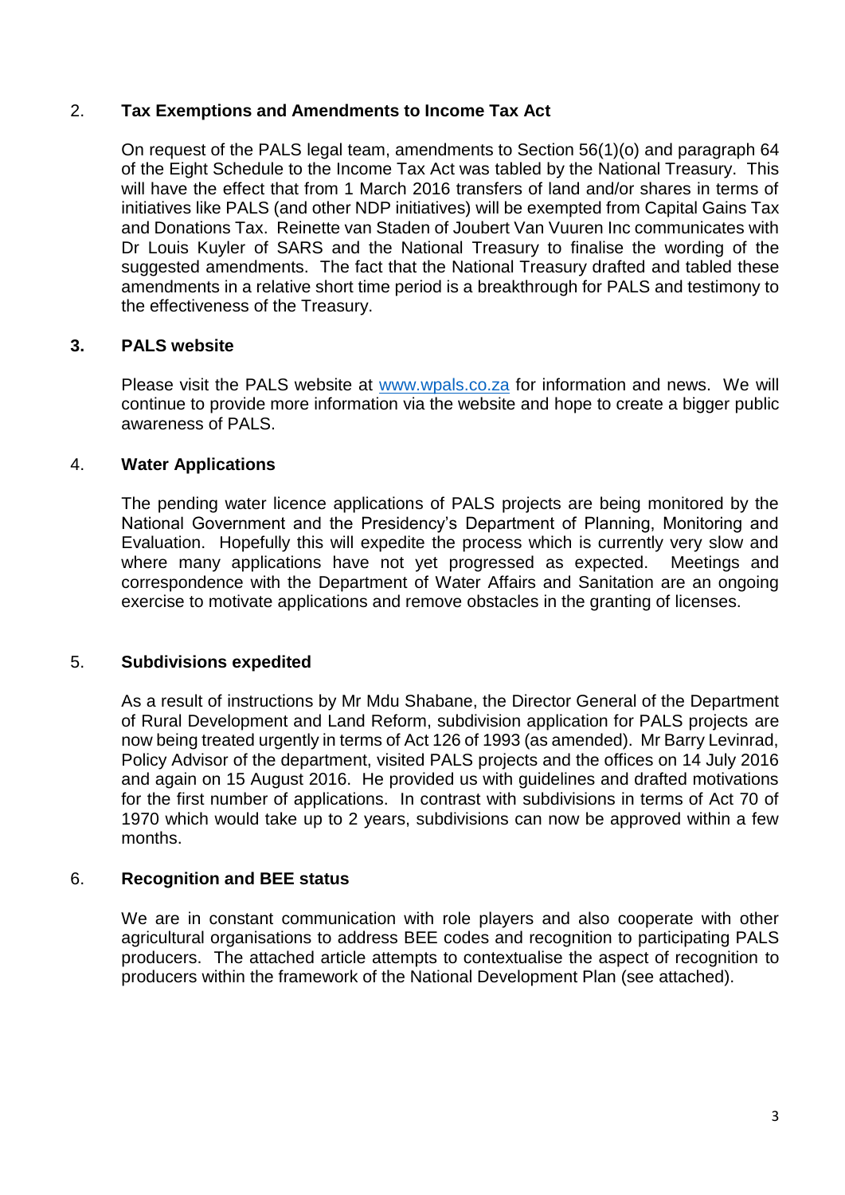## 2. Tax Exemptions and Amendments to Income Tax Act

On request of the PALS legal team, amendments to Section 56(1)(o) and paragraph 64 of the Eight Schedule to the Income Tax Act was tabled by the National Treasury. This will have the effect that from 1 March 2016 transfers of land and/or shares in terms of initiatives like PALS (and other NDP initiatives) will be exempted from Capital Gains Tax and Donations Tax. Reinette van Staden of Joubert Van Vuuren Inc communicates with Dr Louis Kuyler of SARS and the National Treasury to finalise the wording of the suggested amendments. The fact that the National Treasury drafted and tabled these amendments in a relative short time period is a breakthrough for PALS and testimony to the effectiveness of the Treasury.

## 3. PALS website

Please visit the PALS website at www.wpals.co.za for information and news. We will continue to provide more information via the website and hope to create a bigger public awareness of PALS.

## 4. Water Applications

The pending water licence applications of PALS projects are being monitored by the National Government and the Presidency's Department of Planning, Monitoring and Evaluation. Hopefully this will expedite the process which is currently very slow and where many applications have not yet progressed as expected. Meetings and correspondence with the Department of Water Affairs and Sanitation are an ongoing exercise to motivate applications and remove obstacles in the granting of licenses.

## 5. Subdivisions expedited

As a result of instructions by Mr Mdu Shabane, the Director General of the Department of Rural Development and Land Reform, subdivision application for PALS projects are now being treated urgently in terms of Act 126 of 1993 (as amended). Mr Barry Levinrad, Policy Advisor of the department, visited PALS projects and the offices on 14 July 2016 and again on 15 August 2016. He provided us with guidelines and drafted motivations for the first number of applications. In contrast with subdivisions in terms of Act 70 of 1970 which would take up to 2 years, subdivisions can now be approved within a few months.

## 6. Recognition and BEE status

We are in constant communication with role players and also cooperate with other agricultural organisations to address BEE codes and recognition to participating PALS producers. The attached article attempts to contextualise the aspect of recognition to producers within the framework of the National Development Plan (see attached).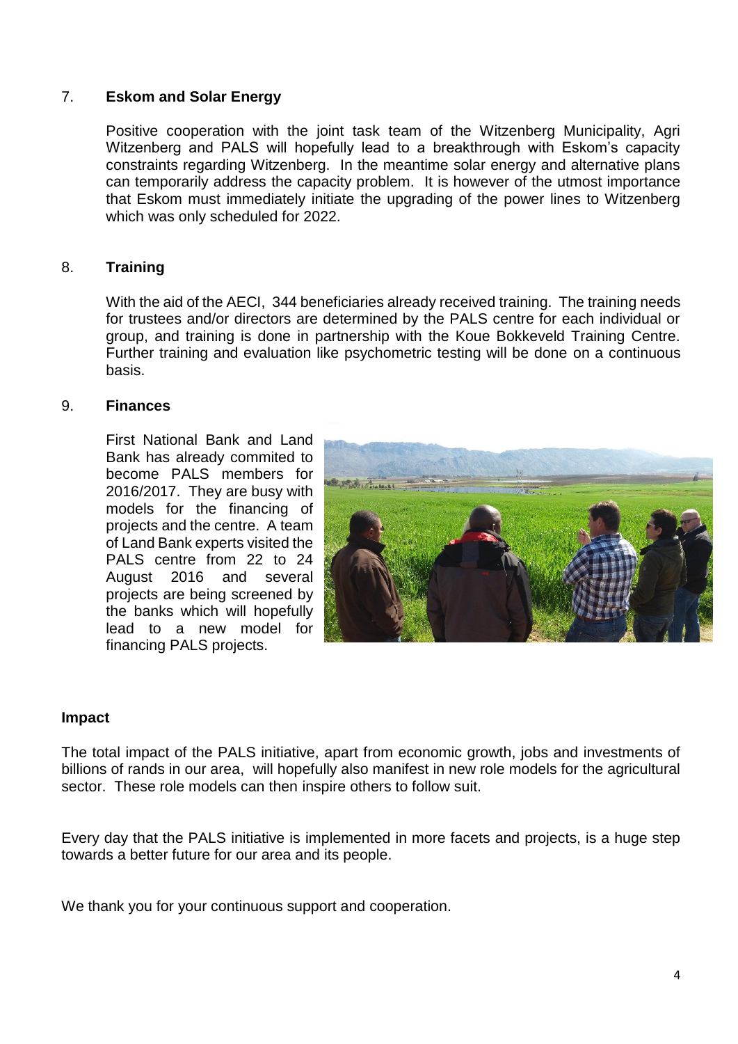## 7. Eskom and Solar Energy

Positive cooperation with the joint task team of the Witzenberg Municipality, Agri Witzenberg and PALS will hopefully lead to a breakthrough with Eskom's capacity constraints regarding Witzenberg. In the meantime solar energy and alternative plans can temporarily address the capacity problem. It is however of the utmost importance that Eskom must immediately initiate the upgrading of the power lines to Witzenberg which was only scheduled for 2022.

## 8. Training

With the aid of the AECI, 344 beneficiaries already received training. The training needs for trustees and/or directors are determined by the PALS centre for each individual or group, and training is done in partnership with the Koue Bokkeveld Training Centre. Further training and evaluation like psychometric testing will be done on a continuous basis.

## 9. Finances

First National Bank and Land Bank has already commited to become PALS members for 2016/2017. They are busy with models for the financing of projects and the centre. A team of Land Bank experts visited the PALS centre from 22 to 24 August 2016 and several projects are being screened by the banks which will hopefully lead to a new model for financing PALS projects.

## Impact

The total impact of the PALS initiative, apart from economic growth, jobs and investments of billions of rands in our area, will hopefully also manifest in new role models for the agricultural sector. These role models can then inspire others to follow suit.

Every day that the PALS initiative is implemented in more facets and projects, is a huge step towards a better future for our area and its people.

We thank you for your continuous support and cooperation.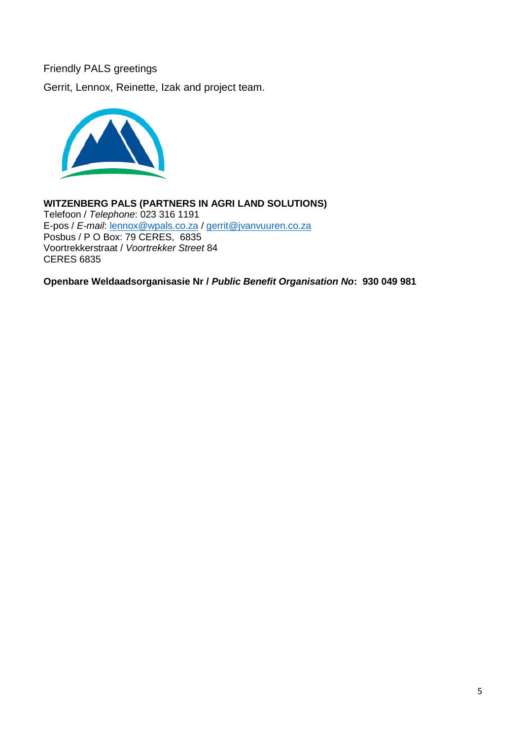Friendly PALS greetings

Gerrit, Lennox, Reinette, Izak and project team.

**WITZENBERG PALS (PARTNERS IN AGRI LAND SOLUTIONS)**
Telefoon / *Telephone*: 023 316 1191
E-pos / *E-mail*: lennox@wpals.co.za / gerrit@jvanvuuren.co.za
Posbus / P O Box: 79 CERES, 6835
Voortrekkerstraat / *Voortrekker Street* 84
CERES 6835

**Openbare Weldaadsorganisasie Nr / *Public Benefit Organisation No*: 930 049 981**